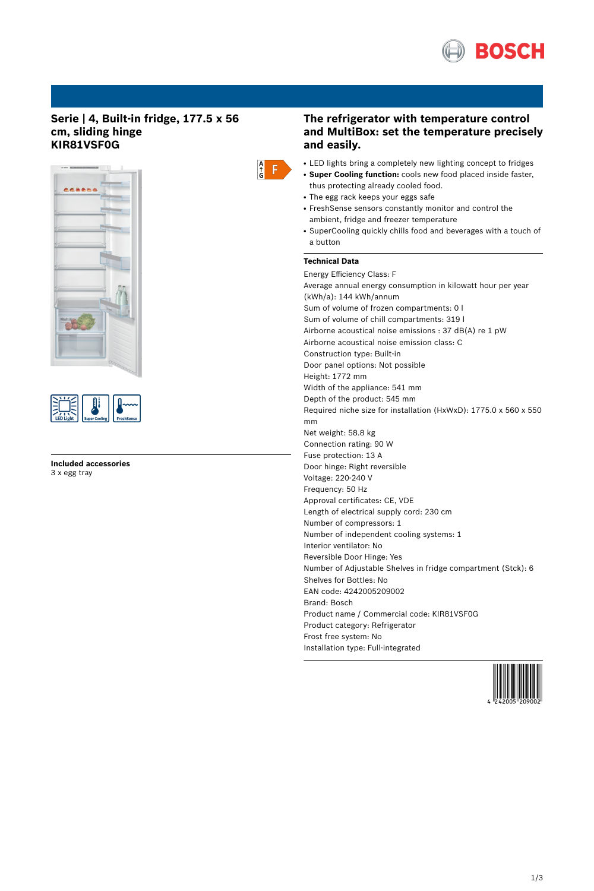## Serie | 4, Built-in fridge, 177.5 x 56 cm, sliding hinge KIR81VSF0G

**Included accessories**
3 x egg tray

## The refrigerator with temperature control and MultiBox: set the temperature precisely and easily.

- LED lights bring a completely new lighting concept to fridges
- **Super Cooling function:** cools new food placed inside faster, thus protecting already cooled food.
- The egg rack keeps your eggs safe
- FreshSense sensors constantly monitor and control the ambient, fridge and freezer temperature
- SuperCooling quickly chills food and beverages with a touch of a button

### Technical Data

Energy Efficiency Class: F
Average annual energy consumption in kilowatt hour per year (kWh/a): 144 kWh/annum
Sum of volume of frozen compartments: 0 l
Sum of volume of chill compartments: 319 l
Airborne acoustical noise emissions : 37 dB(A) re 1 pW
Airborne acoustical noise emission class: C
Construction type: Built-in
Door panel options: Not possible
Height: 1772 mm
Width of the appliance: 541 mm
Depth of the product: 545 mm
Required niche size for installation (HxWxD): 1775.0 x 560 x 550 mm
Net weight: 58.8 kg
Connection rating: 90 W
Fuse protection: 13 A
Door hinge: Right reversible
Voltage: 220-240 V
Frequency: 50 Hz
Approval certificates: CE, VDE
Length of electrical supply cord: 230 cm
Number of compressors: 1
Number of independent cooling systems: 1
Interior ventilator: No
Reversible Door Hinge: Yes
Number of Adjustable Shelves in fridge compartment (Stck): 6
Shelves for Bottles: No
EAN code: 4242005209002
Brand: Bosch
Product name / Commercial code: KIR81VSF0G
Product category: Refrigerator
Frost free system: No
Installation type: Full-integrated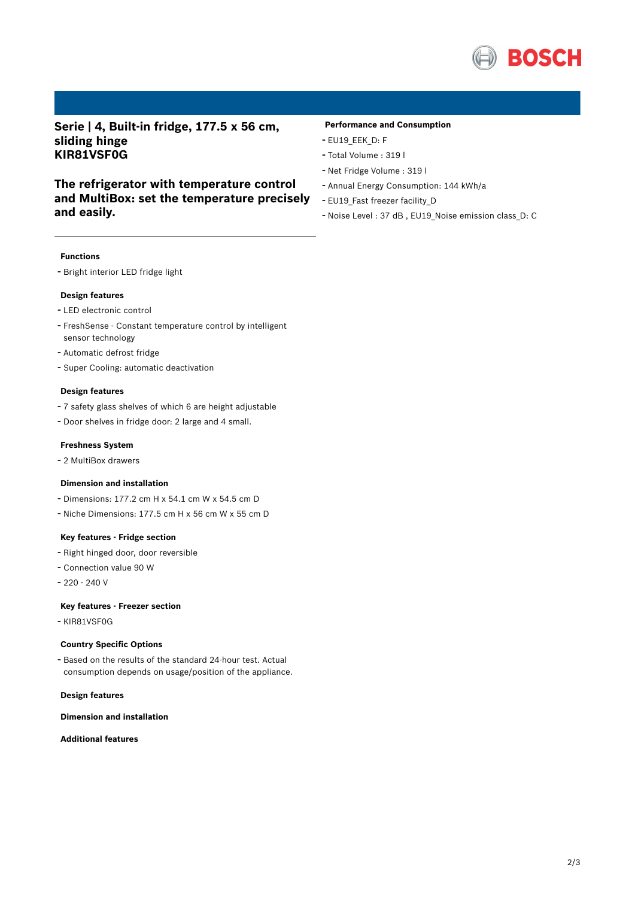# Serie | 4, Built-in fridge, 177.5 x 56 cm, sliding hinge
# KIR81VSF0G

## The refrigerator with temperature control and MultiBox: set the temperature precisely and easily.

### Performance and Consumption

- EU19_EEK_D: F
- Total Volume : 319 l
- Net Fridge Volume : 319 l
- Annual Energy Consumption: 144 kWh/a
- EU19_Fast freezer facility_D
- Noise Level : 37 dB , EU19_Noise emission class_D: C

### Functions

- Bright interior LED fridge light

### Design features

- LED electronic control
- FreshSense - Constant temperature control by intelligent sensor technology
- Automatic defrost fridge
- Super Cooling: automatic deactivation

### Design features

- 7 safety glass shelves of which 6 are height adjustable
- Door shelves in fridge door: 2 large and 4 small.

### Freshness System

- 2 MultiBox drawers

### Dimension and installation

- Dimensions: 177.2 cm H x 54.1 cm W x 54.5 cm D
- Niche Dimensions: 177.5 cm H x 56 cm W x 55 cm D

### Key features - Fridge section

- Right hinged door, door reversible
- Connection value 90 W
- 220 - 240 V

### Key features - Freezer section

- KIR81VSF0G

### Country Specific Options

- Based on the results of the standard 24-hour test. Actual consumption depends on usage/position of the appliance.

### Design features

### Dimension and installation

### Additional features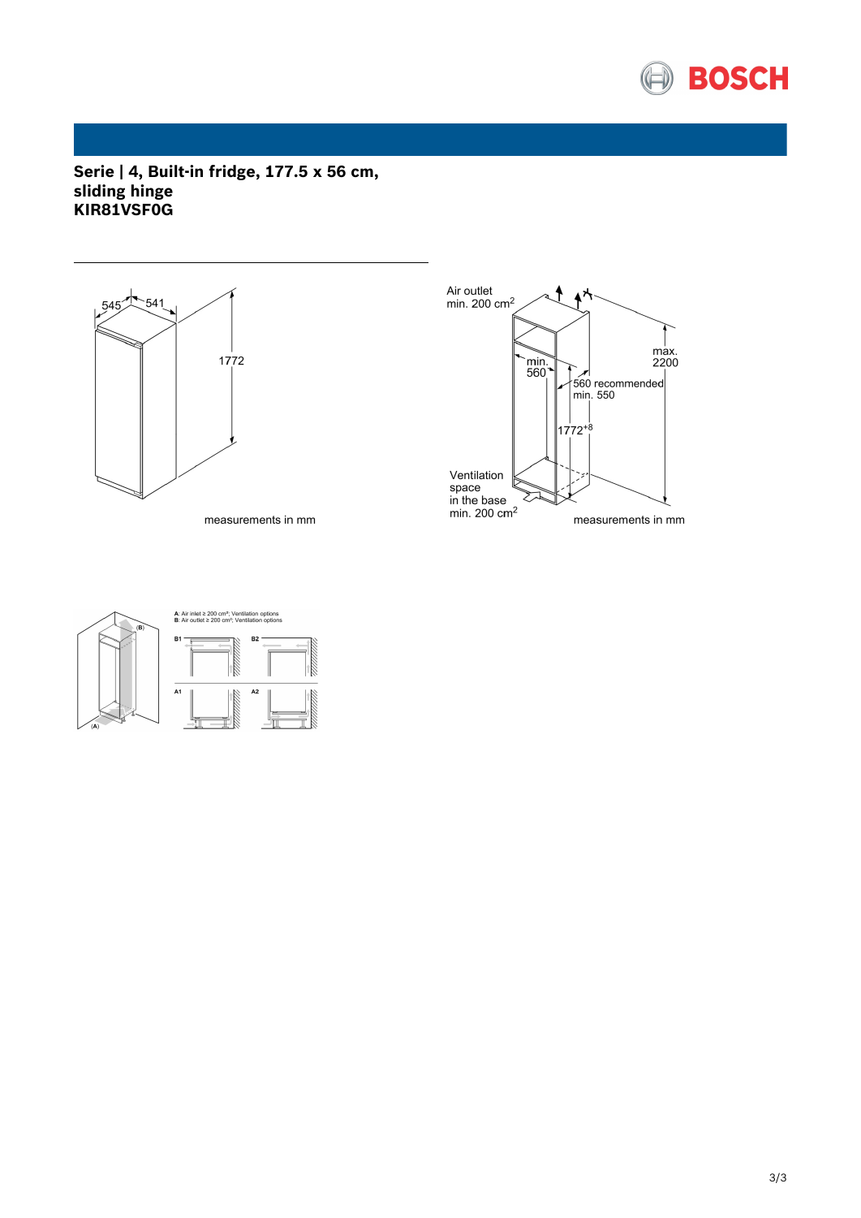# Serie | 4, Built-in fridge, 177.5 x 56 cm, sliding hinge KIR81VSF0G

545

541

1772

measurements in mm

Air outlet
min. 200 cm²

min.
560

560 recommended
min. 550

max.
2200

1772+8

Ventilation
space
in the base
min. 200 cm²

measurements in mm

A: Air inlet ≥ 200 cm²; Ventilation options
B: Air outlet ≥ 200 cm²; Ventilation options

(B)

(A)

B1

B2

A1

A2